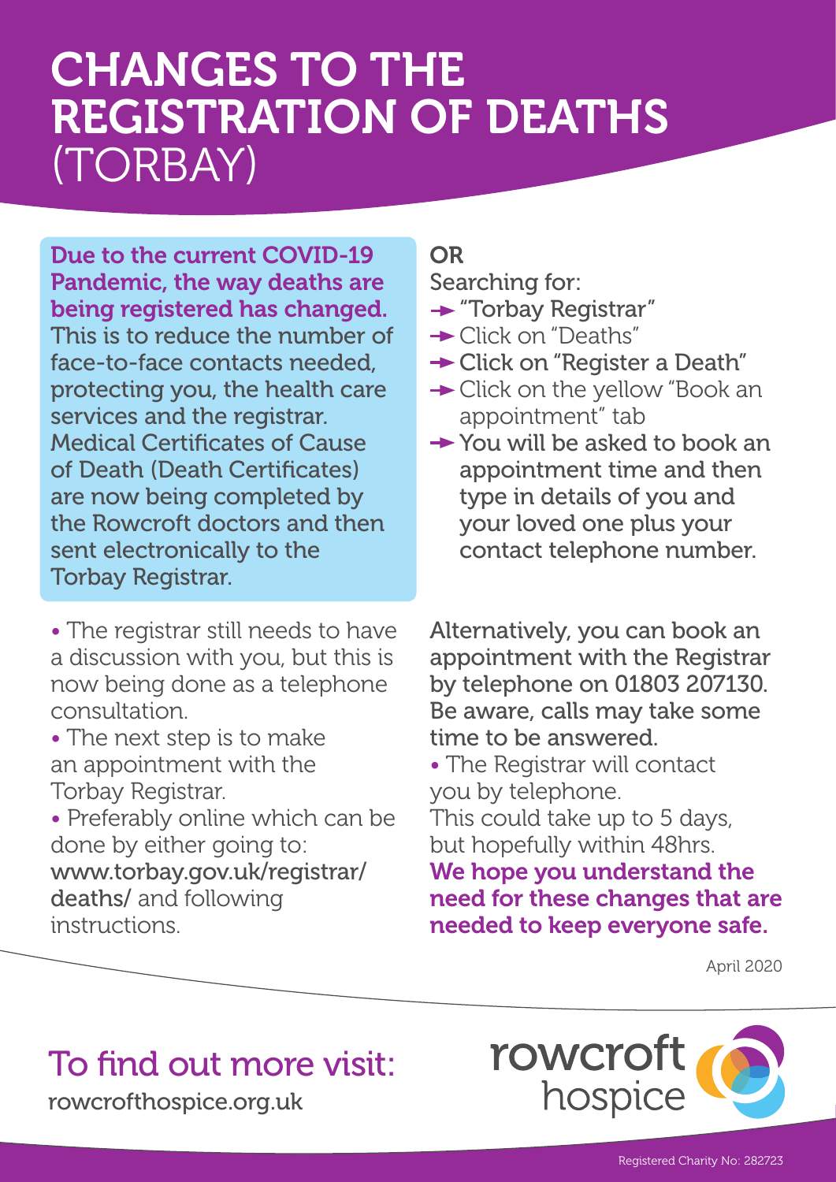# CHANGES TO THE REGISTRATION OF DEATHS (TORBAY)

**Due to the current COVID-19 Pandemic, the way deaths are being registered has changed.** This is to reduce the number of face-to-face contacts needed, protecting you, the health care services and the registrar. Medical Certificates of Cause of Death (Death Certificates) are now being completed by the Rowcroft doctors and then sent electronically to the Torbay Registrar.

- The registrar still needs to have a discussion with you, but this is now being done as a telephone consultation.
- The next step is to make an appointment with the Torbay Registrar.
- Preferably online which can be done by either going to: www.torbay.gov.uk/registrar/deaths/ and following instructions.

**OR**

Searching for:

- → "Torbay Registrar"
- → Click on "Deaths"
- → Click on "Register a Death"
- → Click on the yellow "Book an appointment" tab
- → You will be asked to book an appointment time and then type in details of you and your loved one plus your contact telephone number.

Alternatively, you can book an appointment with the Registrar by telephone on 01803 207130. Be aware, calls may take some time to be answered.

- The Registrar will contact you by telephone.

This could take up to 5 days, but hopefully within 48hrs.

**We hope you understand the need for these changes that are needed to keep everyone safe.**

April 2020

## To find out more visit:

rowcrofthospice.org.uk

rowcroft hospice

Registered Charity No: 282723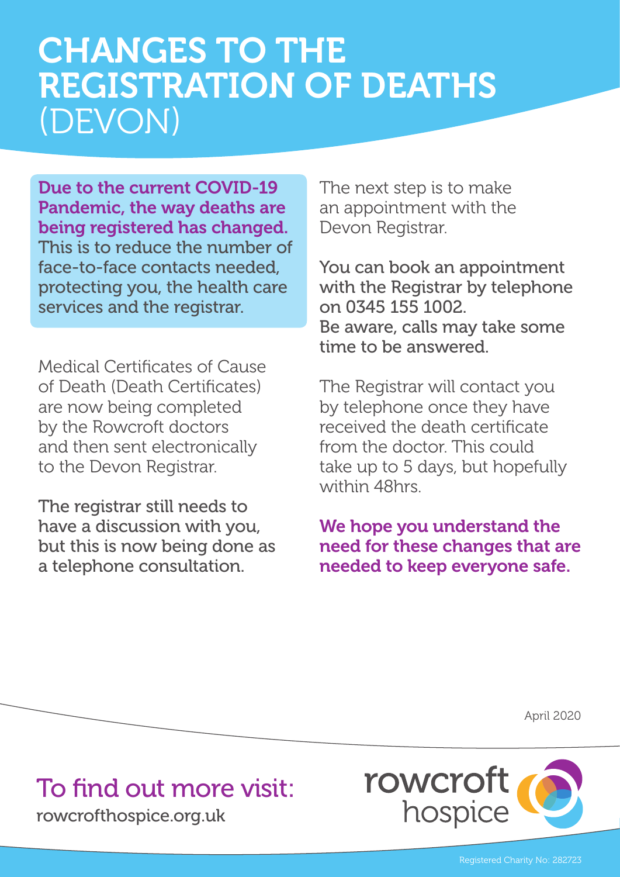# CHANGES TO THE REGISTRATION OF DEATHS (DEVON)

**Due to the current COVID-19 Pandemic, the way deaths are being registered has changed.** This is to reduce the number of face-to-face contacts needed, protecting you, the health care services and the registrar.

Medical Certificates of Cause of Death (Death Certificates) are now being completed by the Rowcroft doctors and then sent electronically to the Devon Registrar.

The registrar still needs to have a discussion with you, but this is now being done as a telephone consultation.

The next step is to make an appointment with the Devon Registrar.

You can book an appointment with the Registrar by telephone on 0345 155 1002.
Be aware, calls may take some time to be answered.

The Registrar will contact you by telephone once they have received the death certificate from the doctor. This could take up to 5 days, but hopefully within 48hrs.

**We hope you understand the need for these changes that are needed to keep everyone safe.**

April 2020

## To find out more visit:

rowcrofthospice.org.uk

rowcroft hospice

Registered Charity No: 282723